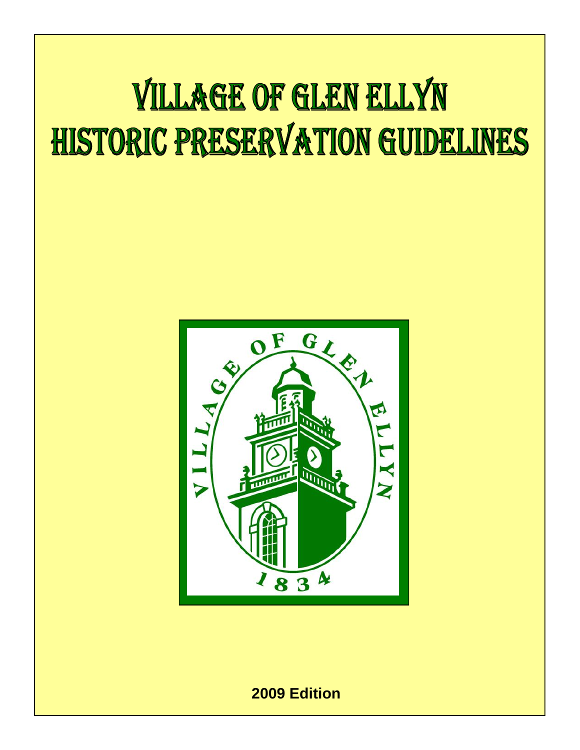# VILLAGE OF GLEN ELLYN HISTORIC PRESERVATION GUIDELINES

**2009 Edition**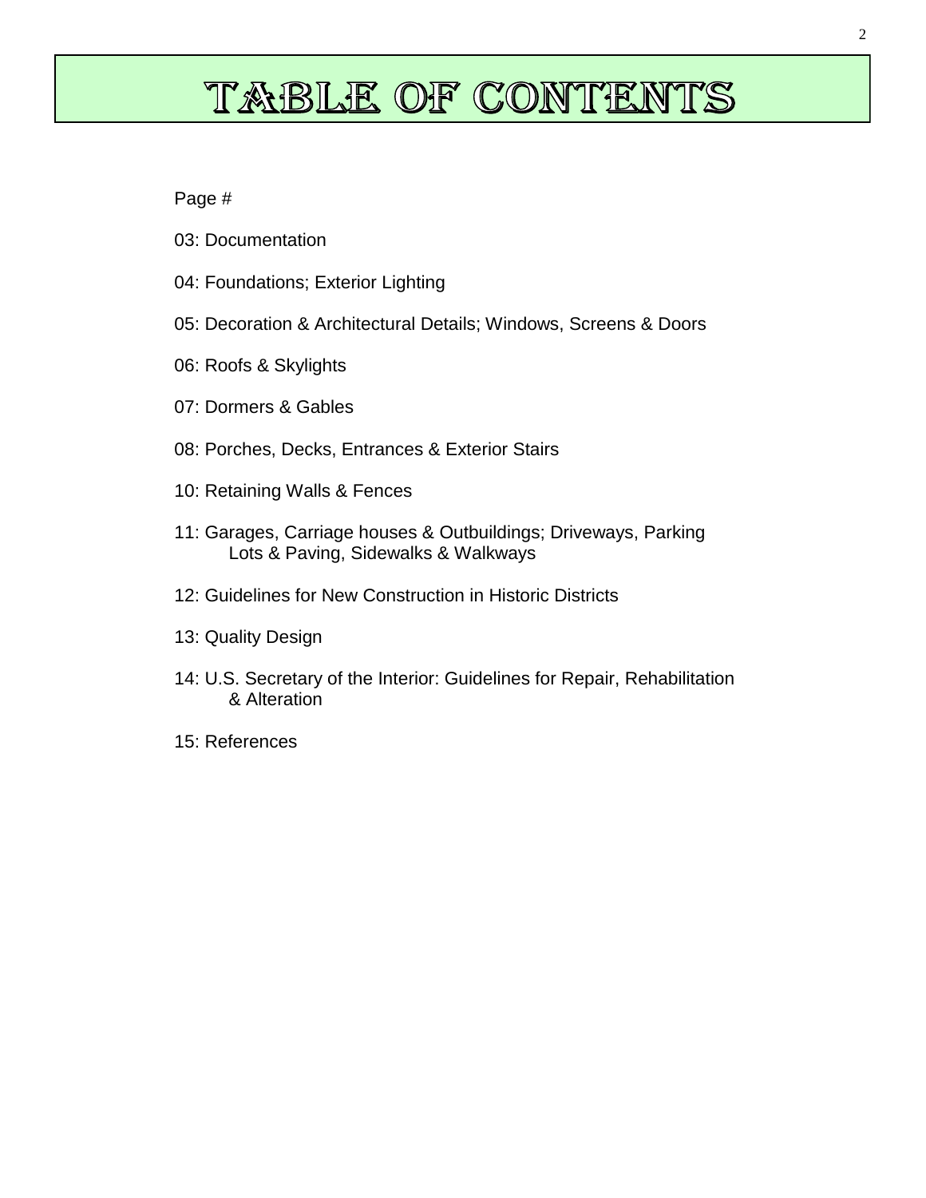# TABLE OF CONTENTS

Page #

03: Documentation

04: Foundations; Exterior Lighting

05: Decoration & Architectural Details; Windows, Screens & Doors

06: Roofs & Skylights

07: Dormers & Gables

08: Porches, Decks, Entrances & Exterior Stairs

10: Retaining Walls & Fences

11: Garages, Carriage houses & Outbuildings; Driveways, Parking Lots & Paving, Sidewalks & Walkways

12: Guidelines for New Construction in Historic Districts

13: Quality Design

14: U.S. Secretary of the Interior: Guidelines for Repair, Rehabilitation & Alteration

15: References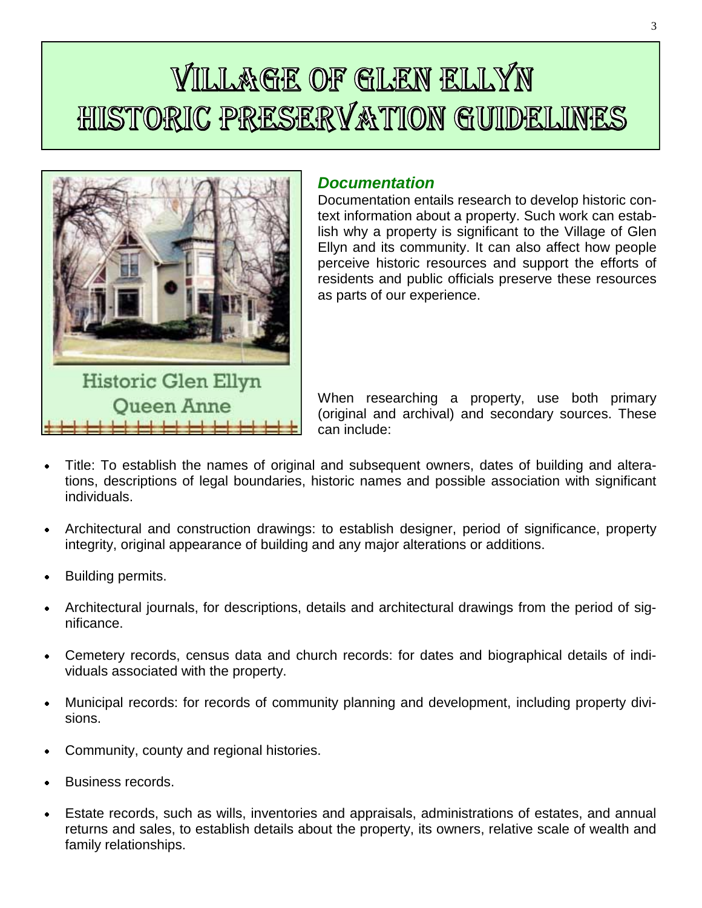# Village of Glen Ellyn Historic Preservation Guidelines

Historic Glen Ellyn Queen Anne

### *Documentation*

Documentation entails research to develop historic context information about a property. Such work can establish why a property is significant to the Village of Glen Ellyn and its community. It can also affect how people perceive historic resources and support the efforts of residents and public officials preserve these resources as parts of our experience.

When researching a property, use both primary (original and archival) and secondary sources. These can include:

- Title: To establish the names of original and subsequent owners, dates of building and alterations, descriptions of legal boundaries, historic names and possible association with significant individuals.
- Architectural and construction drawings: to establish designer, period of significance, property integrity, original appearance of building and any major alterations or additions.
- Building permits.
- Architectural journals, for descriptions, details and architectural drawings from the period of significance.
- Cemetery records, census data and church records: for dates and biographical details of individuals associated with the property.
- Municipal records: for records of community planning and development, including property divisions.
- Community, county and regional histories.
- Business records.
- Estate records, such as wills, inventories and appraisals, administrations of estates, and annual returns and sales, to establish details about the property, its owners, relative scale of wealth and family relationships.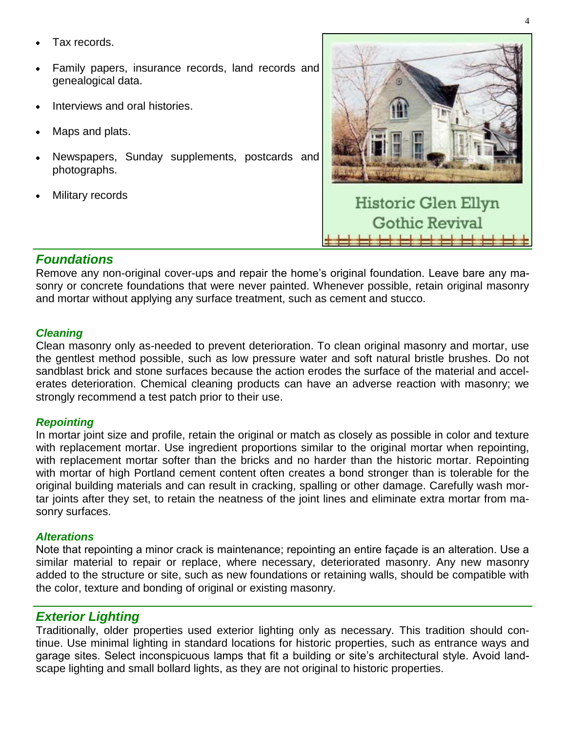- Tax records.
- Family papers, insurance records, land records and genealogical data.
- Interviews and oral histories.
- Maps and plats.
- Newspapers, Sunday supplements, postcards and photographs.
- Military records

Historic Glen Ellyn
Gothic Revival

## *Foundations*

Remove any non-original cover-ups and repair the home's original foundation. Leave bare any masonry or concrete foundations that were never painted. Whenever possible, retain original masonry and mortar without applying any surface treatment, such as cement and stucco.

### *Cleaning*

Clean masonry only as-needed to prevent deterioration. To clean original masonry and mortar, use the gentlest method possible, such as low pressure water and soft natural bristle brushes. Do not sandblast brick and stone surfaces because the action erodes the surface of the material and accelerates deterioration. Chemical cleaning products can have an adverse reaction with masonry; we strongly recommend a test patch prior to their use.

### *Repointing*

In mortar joint size and profile, retain the original or match as closely as possible in color and texture with replacement mortar. Use ingredient proportions similar to the original mortar when repointing, with replacement mortar softer than the bricks and no harder than the historic mortar. Repointing with mortar of high Portland cement content often creates a bond stronger than is tolerable for the original building materials and can result in cracking, spalling or other damage. Carefully wash mortar joints after they set, to retain the neatness of the joint lines and eliminate extra mortar from masonry surfaces.

### *Alterations*

Note that repointing a minor crack is maintenance; repointing an entire façade is an alteration. Use a similar material to repair or replace, where necessary, deteriorated masonry. Any new masonry added to the structure or site, such as new foundations or retaining walls, should be compatible with the color, texture and bonding of original or existing masonry.

## *Exterior Lighting*

Traditionally, older properties used exterior lighting only as necessary. This tradition should continue. Use minimal lighting in standard locations for historic properties, such as entrance ways and garage sites. Select inconspicuous lamps that fit a building or site's architectural style. Avoid landscape lighting and small bollard lights, as they are not original to historic properties.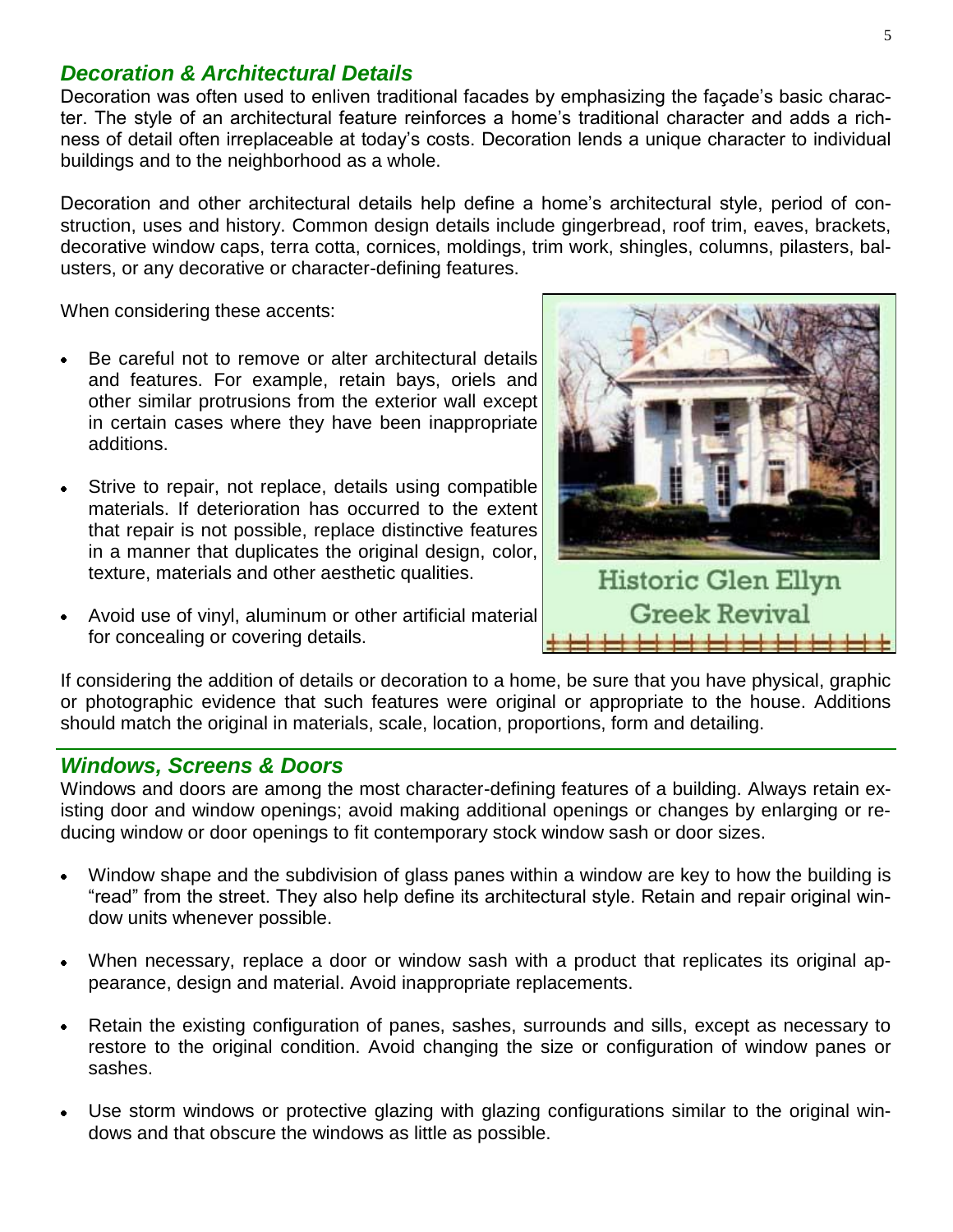## *Decoration & Architectural Details*

Decoration was often used to enliven traditional facades by emphasizing the façade's basic character. The style of an architectural feature reinforces a home's traditional character and adds a richness of detail often irreplaceable at today's costs. Decoration lends a unique character to individual buildings and to the neighborhood as a whole.

Decoration and other architectural details help define a home's architectural style, period of construction, uses and history. Common design details include gingerbread, roof trim, eaves, brackets, decorative window caps, terra cotta, cornices, moldings, trim work, shingles, columns, pilasters, balusters, or any decorative or character-defining features.

When considering these accents:

- Be careful not to remove or alter architectural details and features. For example, retain bays, oriels and other similar protrusions from the exterior wall except in certain cases where they have been inappropriate additions.
- Strive to repair, not replace, details using compatible materials. If deterioration has occurred to the extent that repair is not possible, replace distinctive features in a manner that duplicates the original design, color, texture, materials and other aesthetic qualities.
- Avoid use of vinyl, aluminum or other artificial material for concealing or covering details.

Historic Glen Ellyn
Greek Revival

If considering the addition of details or decoration to a home, be sure that you have physical, graphic or photographic evidence that such features were original or appropriate to the house. Additions should match the original in materials, scale, location, proportions, form and detailing.

## *Windows, Screens & Doors*

Windows and doors are among the most character-defining features of a building. Always retain existing door and window openings; avoid making additional openings or changes by enlarging or reducing window or door openings to fit contemporary stock window sash or door sizes.

- Window shape and the subdivision of glass panes within a window are key to how the building is "read" from the street. They also help define its architectural style. Retain and repair original window units whenever possible.
- When necessary, replace a door or window sash with a product that replicates its original appearance, design and material. Avoid inappropriate replacements.
- Retain the existing configuration of panes, sashes, surrounds and sills, except as necessary to restore to the original condition. Avoid changing the size or configuration of window panes or sashes.
- Use storm windows or protective glazing with glazing configurations similar to the original windows and that obscure the windows as little as possible.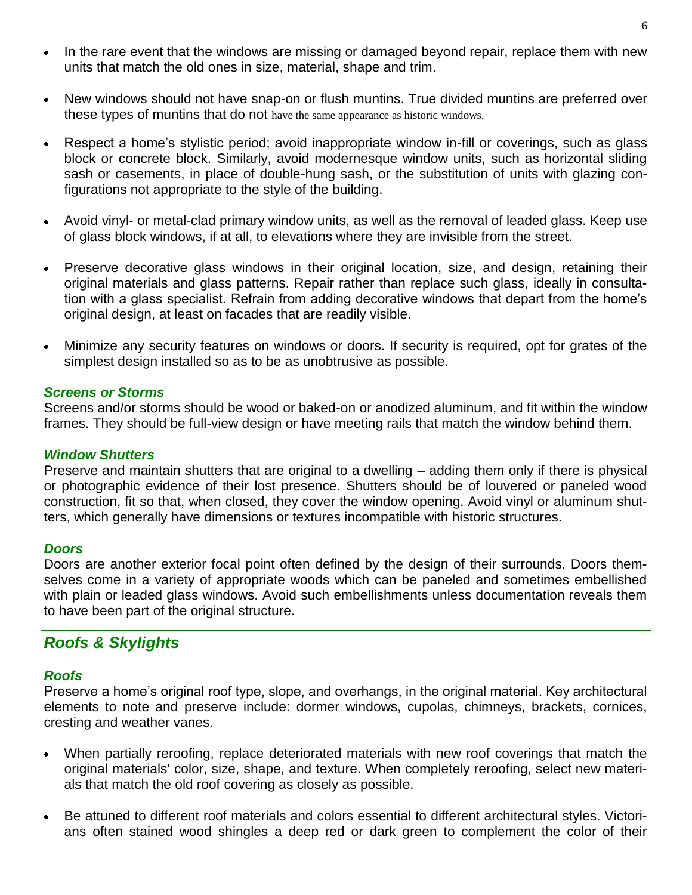- In the rare event that the windows are missing or damaged beyond repair, replace them with new units that match the old ones in size, material, shape and trim.
- New windows should not have snap-on or flush muntins. True divided muntins are preferred over these types of muntins that do not have the same appearance as historic windows.
- Respect a home's stylistic period; avoid inappropriate window in-fill or coverings, such as glass block or concrete block. Similarly, avoid modernesque window units, such as horizontal sliding sash or casements, in place of double-hung sash, or the substitution of units with glazing configurations not appropriate to the style of the building.
- Avoid vinyl- or metal-clad primary window units, as well as the removal of leaded glass. Keep use of glass block windows, if at all, to elevations where they are invisible from the street.
- Preserve decorative glass windows in their original location, size, and design, retaining their original materials and glass patterns. Repair rather than replace such glass, ideally in consultation with a glass specialist. Refrain from adding decorative windows that depart from the home's original design, at least on facades that are readily visible.
- Minimize any security features on windows or doors. If security is required, opt for grates of the simplest design installed so as to be as unobtrusive as possible.

### *Screens or Storms*

Screens and/or storms should be wood or baked-on or anodized aluminum, and fit within the window frames. They should be full-view design or have meeting rails that match the window behind them.

### *Window Shutters*

Preserve and maintain shutters that are original to a dwelling – adding them only if there is physical or photographic evidence of their lost presence. Shutters should be of louvered or paneled wood construction, fit so that, when closed, they cover the window opening. Avoid vinyl or aluminum shutters, which generally have dimensions or textures incompatible with historic structures.

### *Doors*

Doors are another exterior focal point often defined by the design of their surrounds. Doors themselves come in a variety of appropriate woods which can be paneled and sometimes embellished with plain or leaded glass windows. Avoid such embellishments unless documentation reveals them to have been part of the original structure.

## *Roofs & Skylights*

### *Roofs*

Preserve a home's original roof type, slope, and overhangs, in the original material. Key architectural elements to note and preserve include: dormer windows, cupolas, chimneys, brackets, cornices, cresting and weather vanes.

- When partially reroofing, replace deteriorated materials with new roof coverings that match the original materials' color, size, shape, and texture. When completely reroofing, select new materials that match the old roof covering as closely as possible.
- Be attuned to different roof materials and colors essential to different architectural styles. Victorians often stained wood shingles a deep red or dark green to complement the color of their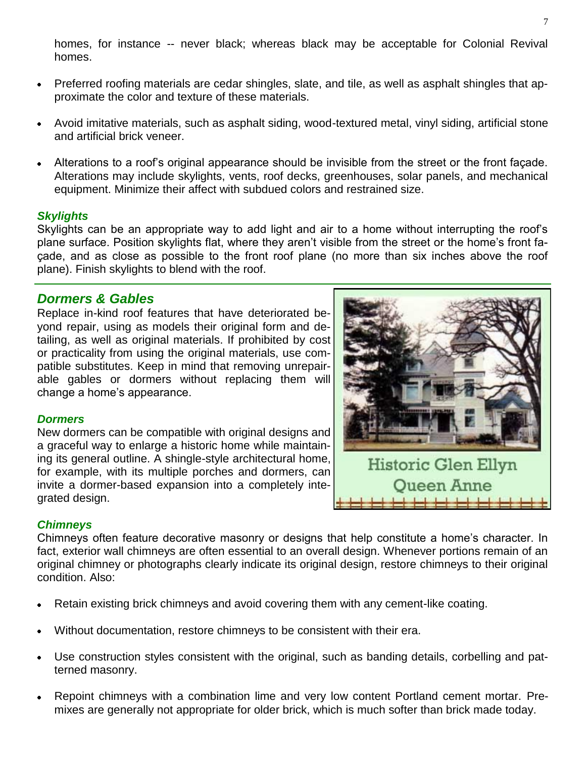homes, for instance -- never black; whereas black may be acceptable for Colonial Revival homes.

- Preferred roofing materials are cedar shingles, slate, and tile, as well as asphalt shingles that approximate the color and texture of these materials.
- Avoid imitative materials, such as asphalt siding, wood-textured metal, vinyl siding, artificial stone and artificial brick veneer.
- Alterations to a roof's original appearance should be invisible from the street or the front façade. Alterations may include skylights, vents, roof decks, greenhouses, solar panels, and mechanical equipment. Minimize their affect with subdued colors and restrained size.

### *Skylights*

Skylights can be an appropriate way to add light and air to a home without interrupting the roof's plane surface. Position skylights flat, where they aren't visible from the street or the home's front façade, and as close as possible to the front roof plane (no more than six inches above the roof plane). Finish skylights to blend with the roof.

## *Dormers & Gables*

Replace in-kind roof features that have deteriorated beyond repair, using as models their original form and detailing, as well as original materials. If prohibited by cost or practicality from using the original materials, use compatible substitutes. Keep in mind that removing unrepairable gables or dormers without replacing them will change a home's appearance.

### *Dormers*

New dormers can be compatible with original designs and a graceful way to enlarge a historic home while maintaining its general outline. A shingle-style architectural home, for example, with its multiple porches and dormers, can invite a dormer-based expansion into a completely integrated design.

Historic Glen Ellyn Queen Anne

### *Chimneys*

Chimneys often feature decorative masonry or designs that help constitute a home's character. In fact, exterior wall chimneys are often essential to an overall design. Whenever portions remain of an original chimney or photographs clearly indicate its original design, restore chimneys to their original condition. Also:

- Retain existing brick chimneys and avoid covering them with any cement-like coating.
- Without documentation, restore chimneys to be consistent with their era.
- Use construction styles consistent with the original, such as banding details, corbelling and patterned masonry.
- Repoint chimneys with a combination lime and very low content Portland cement mortar. Premixes are generally not appropriate for older brick, which is much softer than brick made today.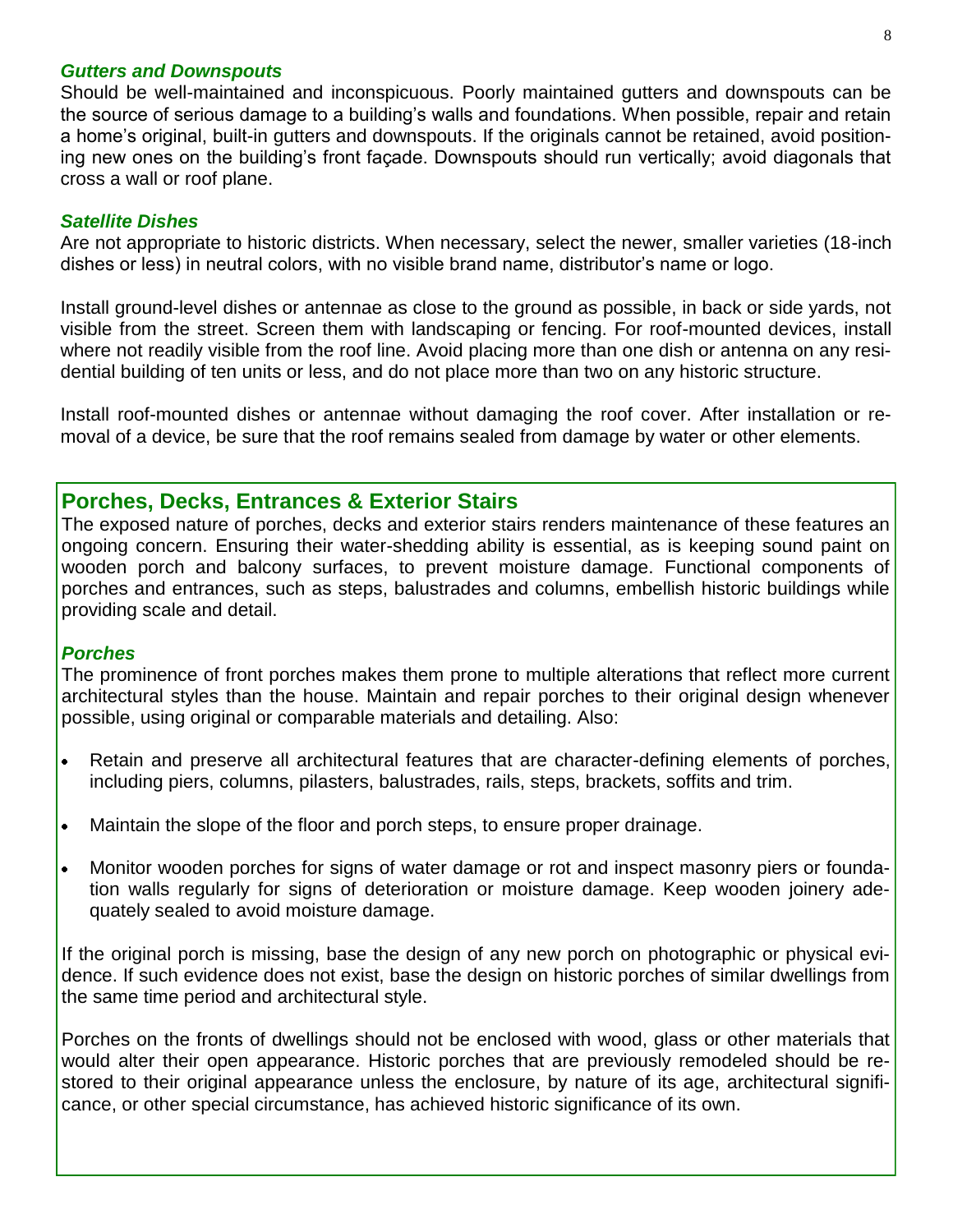### *Gutters and Downspouts*

Should be well-maintained and inconspicuous. Poorly maintained gutters and downspouts can be the source of serious damage to a building's walls and foundations. When possible, repair and retain a home's original, built-in gutters and downspouts. If the originals cannot be retained, avoid positioning new ones on the building's front façade. Downspouts should run vertically; avoid diagonals that cross a wall or roof plane.

### *Satellite Dishes*

Are not appropriate to historic districts. When necessary, select the newer, smaller varieties (18-inch dishes or less) in neutral colors, with no visible brand name, distributor's name or logo.

Install ground-level dishes or antennae as close to the ground as possible, in back or side yards, not visible from the street. Screen them with landscaping or fencing. For roof-mounted devices, install where not readily visible from the roof line. Avoid placing more than one dish or antenna on any residential building of ten units or less, and do not place more than two on any historic structure.

Install roof-mounted dishes or antennae without damaging the roof cover. After installation or removal of a device, be sure that the roof remains sealed from damage by water or other elements.

## Porches, Decks, Entrances & Exterior Stairs

The exposed nature of porches, decks and exterior stairs renders maintenance of these features an ongoing concern. Ensuring their water-shedding ability is essential, as is keeping sound paint on wooden porch and balcony surfaces, to prevent moisture damage. Functional components of porches and entrances, such as steps, balustrades and columns, embellish historic buildings while providing scale and detail.

### *Porches*

The prominence of front porches makes them prone to multiple alterations that reflect more current architectural styles than the house. Maintain and repair porches to their original design whenever possible, using original or comparable materials and detailing. Also:

- Retain and preserve all architectural features that are character-defining elements of porches, including piers, columns, pilasters, balustrades, rails, steps, brackets, soffits and trim.
- Maintain the slope of the floor and porch steps, to ensure proper drainage.
- Monitor wooden porches for signs of water damage or rot and inspect masonry piers or foundation walls regularly for signs of deterioration or moisture damage. Keep wooden joinery adequately sealed to avoid moisture damage.

If the original porch is missing, base the design of any new porch on photographic or physical evidence. If such evidence does not exist, base the design on historic porches of similar dwellings from the same time period and architectural style.

Porches on the fronts of dwellings should not be enclosed with wood, glass or other materials that would alter their open appearance. Historic porches that are previously remodeled should be restored to their original appearance unless the enclosure, by nature of its age, architectural significance, or other special circumstance, has achieved historic significance of its own.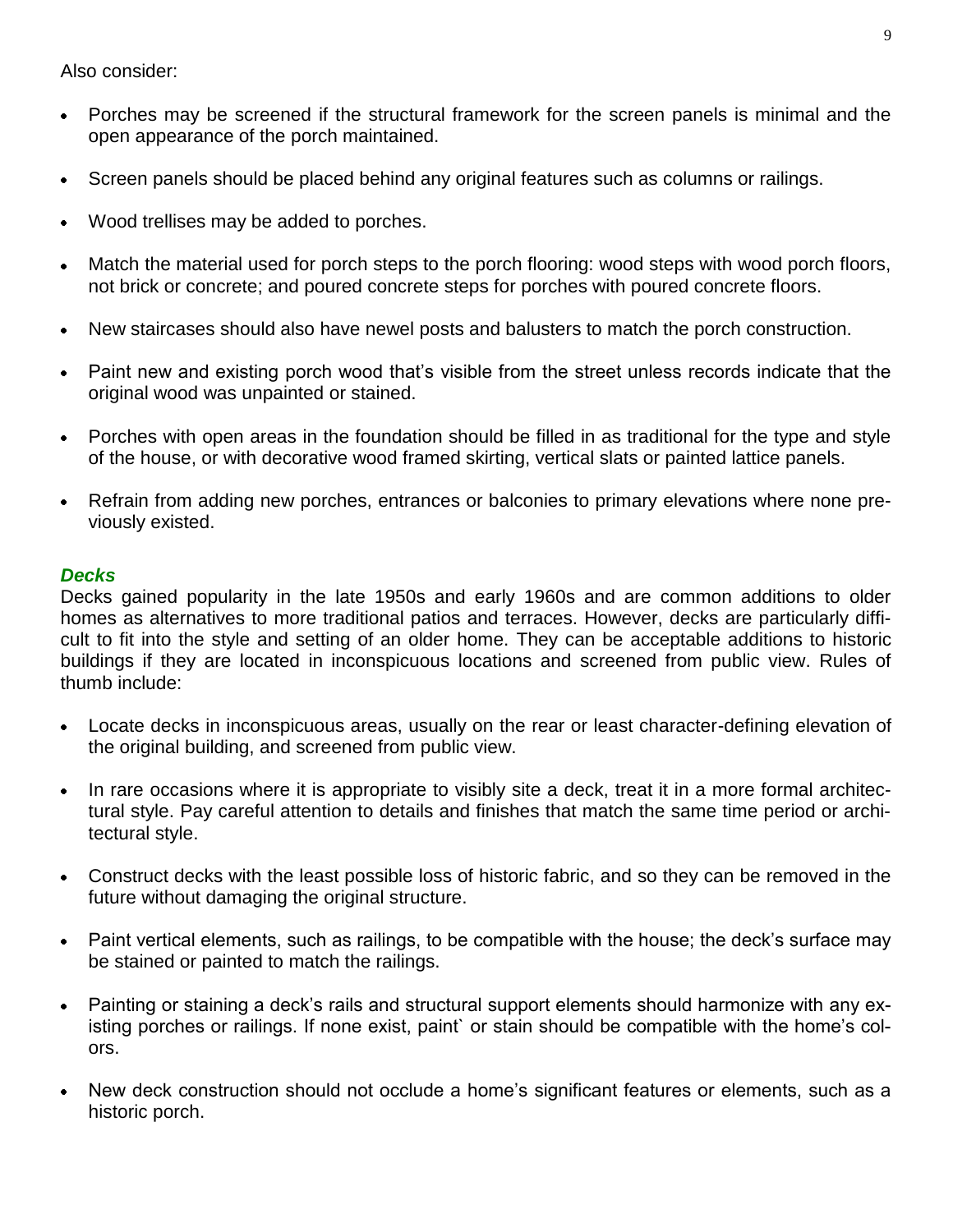Also consider:

- Porches may be screened if the structural framework for the screen panels is minimal and the open appearance of the porch maintained.
- Screen panels should be placed behind any original features such as columns or railings.
- Wood trellises may be added to porches.
- Match the material used for porch steps to the porch flooring: wood steps with wood porch floors, not brick or concrete; and poured concrete steps for porches with poured concrete floors.
- New staircases should also have newel posts and balusters to match the porch construction.
- Paint new and existing porch wood that's visible from the street unless records indicate that the original wood was unpainted or stained.
- Porches with open areas in the foundation should be filled in as traditional for the type and style of the house, or with decorative wood framed skirting, vertical slats or painted lattice panels.
- Refrain from adding new porches, entrances or balconies to primary elevations where none previously existed.

### *Decks*

Decks gained popularity in the late 1950s and early 1960s and are common additions to older homes as alternatives to more traditional patios and terraces. However, decks are particularly difficult to fit into the style and setting of an older home. They can be acceptable additions to historic buildings if they are located in inconspicuous locations and screened from public view. Rules of thumb include:

- Locate decks in inconspicuous areas, usually on the rear or least character-defining elevation of the original building, and screened from public view.
- In rare occasions where it is appropriate to visibly site a deck, treat it in a more formal architectural style. Pay careful attention to details and finishes that match the same time period or architectural style.
- Construct decks with the least possible loss of historic fabric, and so they can be removed in the future without damaging the original structure.
- Paint vertical elements, such as railings, to be compatible with the house; the deck's surface may be stained or painted to match the railings.
- Painting or staining a deck's rails and structural support elements should harmonize with any existing porches or railings. If none exist, paint` or stain should be compatible with the home's colors.
- New deck construction should not occlude a home's significant features or elements, such as a historic porch.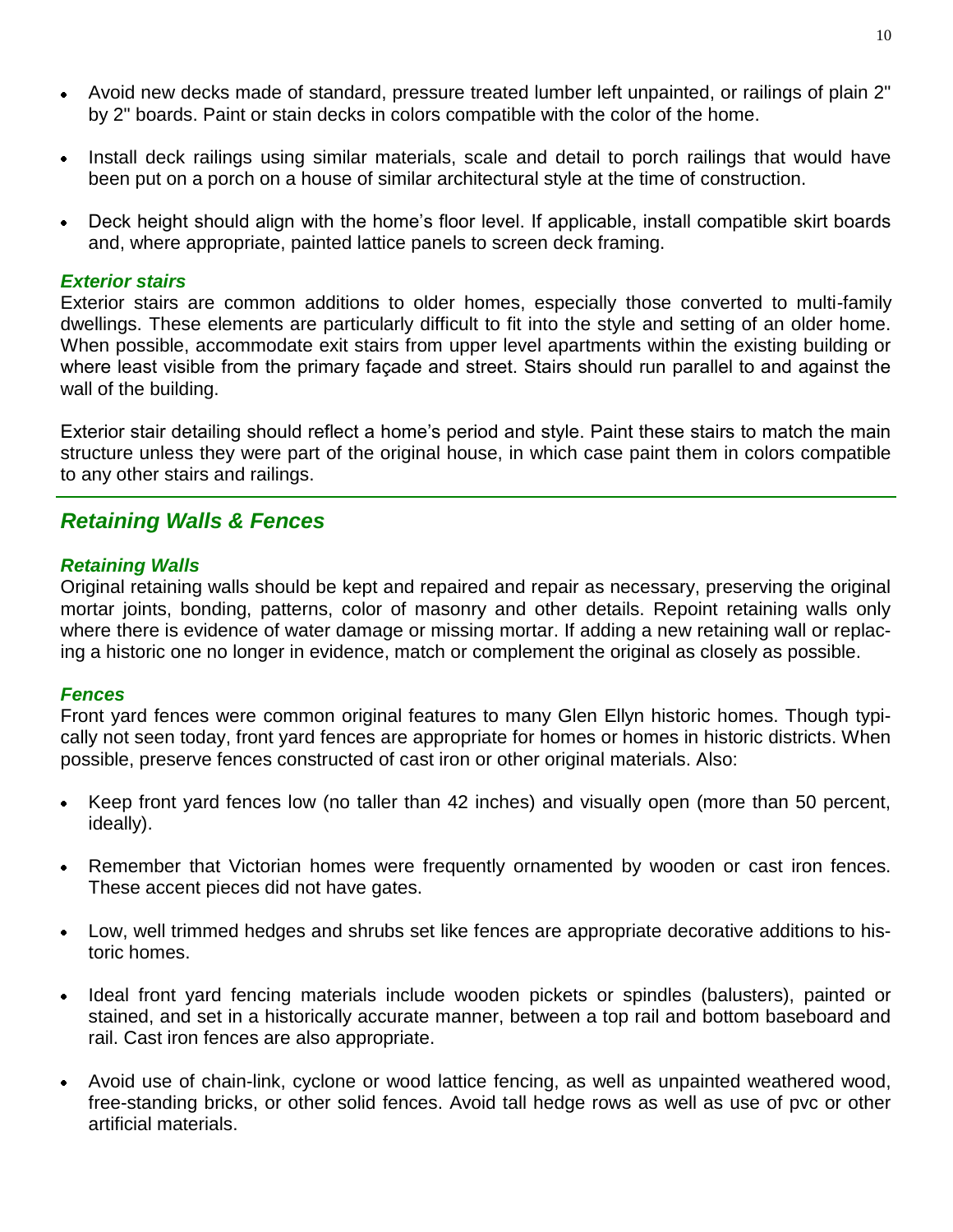- Avoid new decks made of standard, pressure treated lumber left unpainted, or railings of plain 2" by 2" boards. Paint or stain decks in colors compatible with the color of the home.
- Install deck railings using similar materials, scale and detail to porch railings that would have been put on a porch on a house of similar architectural style at the time of construction.
- Deck height should align with the home's floor level. If applicable, install compatible skirt boards and, where appropriate, painted lattice panels to screen deck framing.

### *Exterior stairs*

Exterior stairs are common additions to older homes, especially those converted to multi-family dwellings. These elements are particularly difficult to fit into the style and setting of an older home. When possible, accommodate exit stairs from upper level apartments within the existing building or where least visible from the primary façade and street. Stairs should run parallel to and against the wall of the building.

Exterior stair detailing should reflect a home's period and style. Paint these stairs to match the main structure unless they were part of the original house, in which case paint them in colors compatible to any other stairs and railings.

---

## *Retaining Walls & Fences*

### *Retaining Walls*

Original retaining walls should be kept and repaired and repair as necessary, preserving the original mortar joints, bonding, patterns, color of masonry and other details. Repoint retaining walls only where there is evidence of water damage or missing mortar. If adding a new retaining wall or replacing a historic one no longer in evidence, match or complement the original as closely as possible.

### *Fences*

Front yard fences were common original features to many Glen Ellyn historic homes. Though typically not seen today, front yard fences are appropriate for homes or homes in historic districts. When possible, preserve fences constructed of cast iron or other original materials. Also:

- Keep front yard fences low (no taller than 42 inches) and visually open (more than 50 percent, ideally).
- Remember that Victorian homes were frequently ornamented by wooden or cast iron fences. These accent pieces did not have gates.
- Low, well trimmed hedges and shrubs set like fences are appropriate decorative additions to historic homes.
- Ideal front yard fencing materials include wooden pickets or spindles (balusters), painted or stained, and set in a historically accurate manner, between a top rail and bottom baseboard and rail. Cast iron fences are also appropriate.
- Avoid use of chain-link, cyclone or wood lattice fencing, as well as unpainted weathered wood, free-standing bricks, or other solid fences. Avoid tall hedge rows as well as use of pvc or other artificial materials.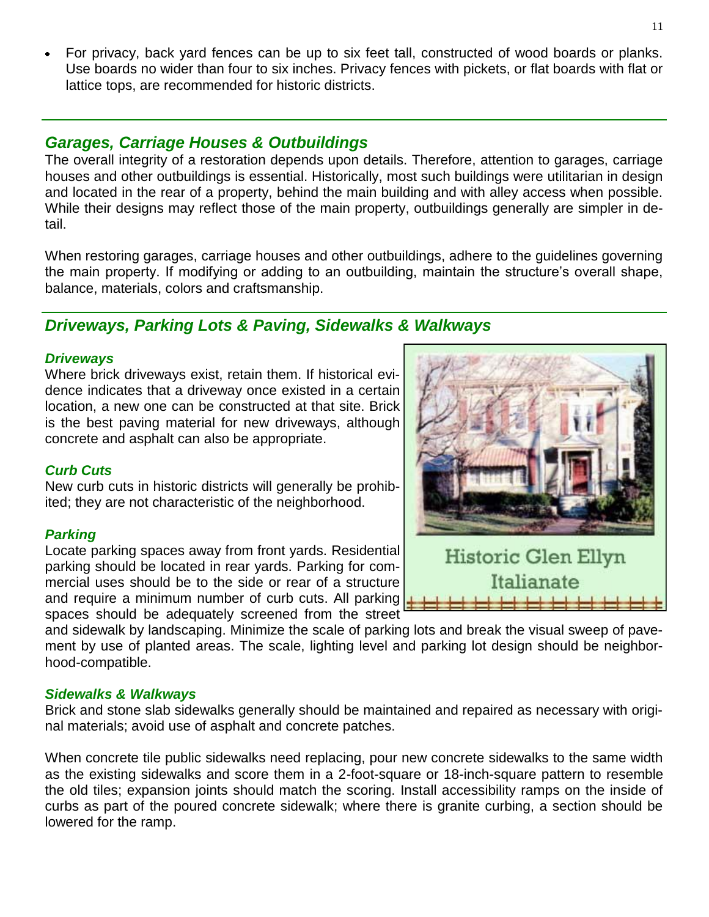- For privacy, back yard fences can be up to six feet tall, constructed of wood boards or planks. Use boards no wider than four to six inches. Privacy fences with pickets, or flat boards with flat or lattice tops, are recommended for historic districts.

## *Garages, Carriage Houses & Outbuildings*

The overall integrity of a restoration depends upon details. Therefore, attention to garages, carriage houses and other outbuildings is essential. Historically, most such buildings were utilitarian in design and located in the rear of a property, behind the main building and with alley access when possible. While their designs may reflect those of the main property, outbuildings generally are simpler in detail.

When restoring garages, carriage houses and other outbuildings, adhere to the guidelines governing the main property. If modifying or adding to an outbuilding, maintain the structure's overall shape, balance, materials, colors and craftsmanship.

## *Driveways, Parking Lots & Paving, Sidewalks & Walkways*

### *Driveways*

Where brick driveways exist, retain them. If historical evidence indicates that a driveway once existed in a certain location, a new one can be constructed at that site. Brick is the best paving material for new driveways, although concrete and asphalt can also be appropriate.

### *Curb Cuts*

New curb cuts in historic districts will generally be prohibited; they are not characteristic of the neighborhood.

### *Parking*

Locate parking spaces away from front yards. Residential parking should be located in rear yards. Parking for commercial uses should be to the side or rear of a structure and require a minimum number of curb cuts. All parking spaces should be adequately screened from the street and sidewalk by landscaping. Minimize the scale of parking lots and break the visual sweep of pavement by use of planted areas. The scale, lighting level and parking lot design should be neighborhood-compatible.

Historic Glen Ellyn Italianate

### *Sidewalks & Walkways*

Brick and stone slab sidewalks generally should be maintained and repaired as necessary with original materials; avoid use of asphalt and concrete patches.

When concrete tile public sidewalks need replacing, pour new concrete sidewalks to the same width as the existing sidewalks and score them in a 2-foot-square or 18-inch-square pattern to resemble the old tiles; expansion joints should match the scoring. Install accessibility ramps on the inside of curbs as part of the poured concrete sidewalk; where there is granite curbing, a section should be lowered for the ramp.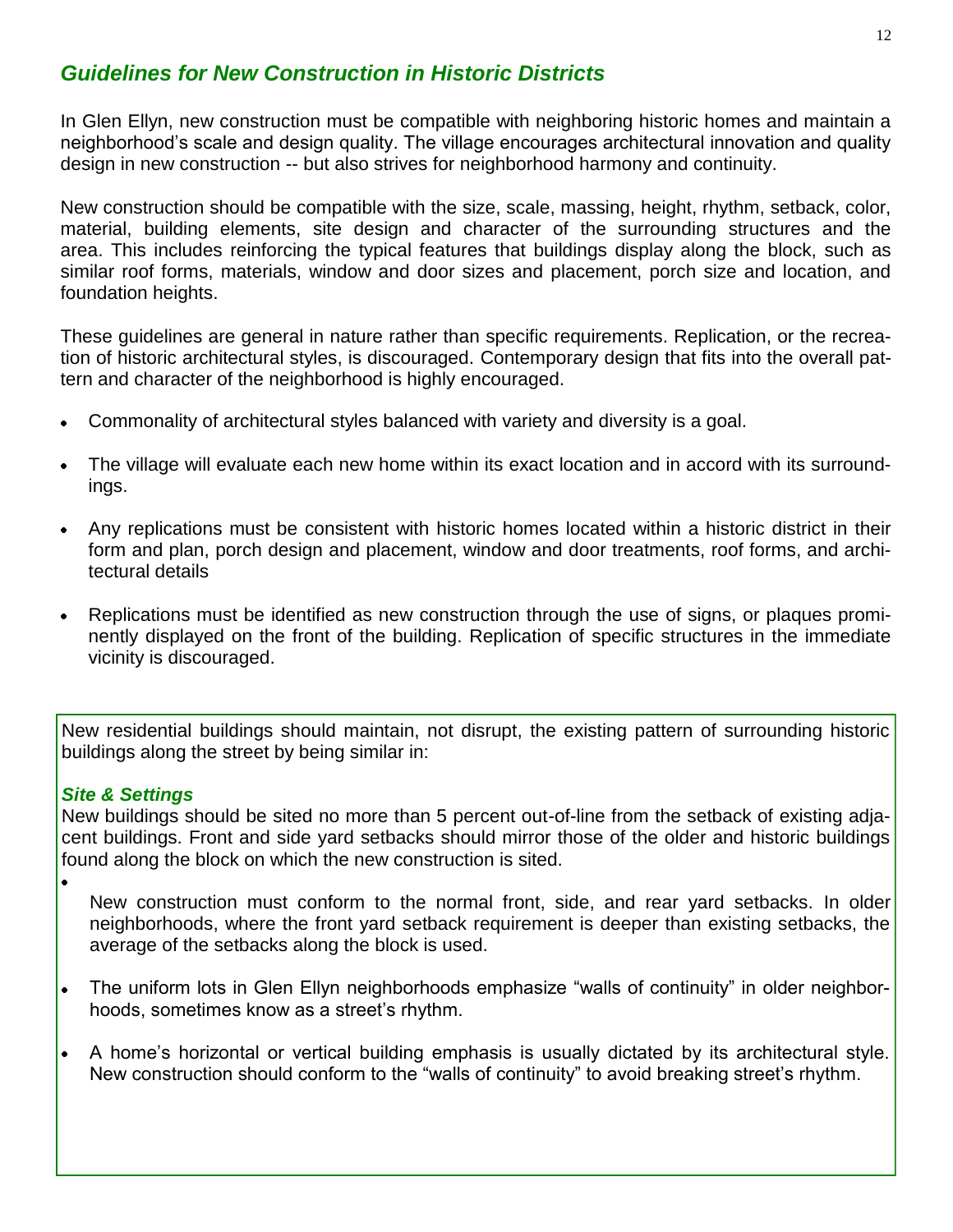## *Guidelines for New Construction in Historic Districts*

In Glen Ellyn, new construction must be compatible with neighboring historic homes and maintain a neighborhood's scale and design quality. The village encourages architectural innovation and quality design in new construction -- but also strives for neighborhood harmony and continuity.

New construction should be compatible with the size, scale, massing, height, rhythm, setback, color, material, building elements, site design and character of the surrounding structures and the area. This includes reinforcing the typical features that buildings display along the block, such as similar roof forms, materials, window and door sizes and placement, porch size and location, and foundation heights.

These guidelines are general in nature rather than specific requirements. Replication, or the recreation of historic architectural styles, is discouraged. Contemporary design that fits into the overall pattern and character of the neighborhood is highly encouraged.

- Commonality of architectural styles balanced with variety and diversity is a goal.
- The village will evaluate each new home within its exact location and in accord with its surroundings.
- Any replications must be consistent with historic homes located within a historic district in their form and plan, porch design and placement, window and door treatments, roof forms, and architectural details
- Replications must be identified as new construction through the use of signs, or plaques prominently displayed on the front of the building. Replication of specific structures in the immediate vicinity is discouraged.

New residential buildings should maintain, not disrupt, the existing pattern of surrounding historic buildings along the street by being similar in:

### *Site & Settings*

New buildings should be sited no more than 5 percent out-of-line from the setback of existing adjacent buildings. Front and side yard setbacks should mirror those of the older and historic buildings found along the block on which the new construction is sited.

- New construction must conform to the normal front, side, and rear yard setbacks. In older neighborhoods, where the front yard setback requirement is deeper than existing setbacks, the average of the setbacks along the block is used.
- The uniform lots in Glen Ellyn neighborhoods emphasize "walls of continuity" in older neighborhoods, sometimes know as a street's rhythm.
- A home's horizontal or vertical building emphasis is usually dictated by its architectural style. New construction should conform to the "walls of continuity" to avoid breaking street's rhythm.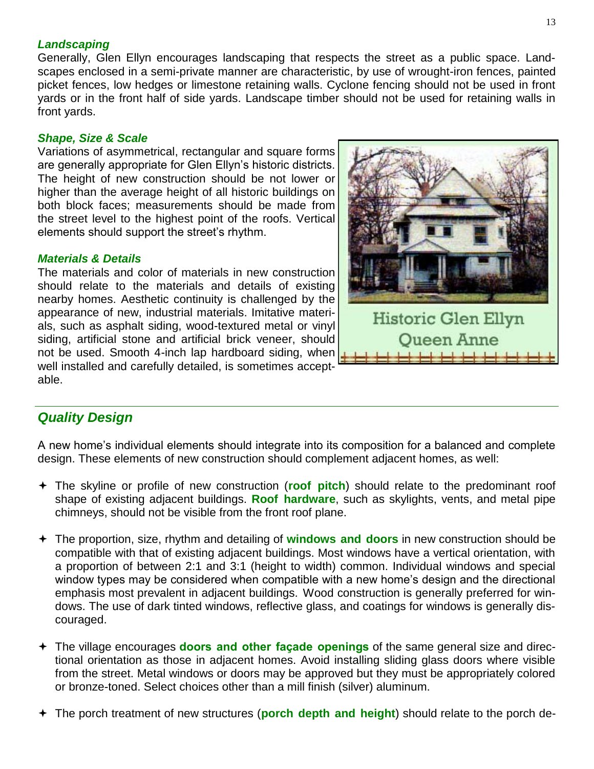### *Landscaping*

Generally, Glen Ellyn encourages landscaping that respects the street as a public space. Landscapes enclosed in a semi-private manner are characteristic, by use of wrought-iron fences, painted picket fences, low hedges or limestone retaining walls. Cyclone fencing should not be used in front yards or in the front half of side yards. Landscape timber should not be used for retaining walls in front yards.

### *Shape, Size & Scale*

Variations of asymmetrical, rectangular and square forms are generally appropriate for Glen Ellyn's historic districts. The height of new construction should be not lower or higher than the average height of all historic buildings on both block faces; measurements should be made from the street level to the highest point of the roofs. Vertical elements should support the street's rhythm.

### *Materials & Details*

The materials and color of materials in new construction should relate to the materials and details of existing nearby homes. Aesthetic continuity is challenged by the appearance of new, industrial materials. Imitative materials, such as asphalt siding, wood-textured metal or vinyl siding, artificial stone and artificial brick veneer, should not be used. Smooth 4-inch lap hardboard siding, when well installed and carefully detailed, is sometimes acceptable.

Historic Glen Ellyn Queen Anne

## *Quality Design*

A new home's individual elements should integrate into its composition for a balanced and complete design. These elements of new construction should complement adjacent homes, as well:

- The skyline or profile of new construction (**roof pitch**) should relate to the predominant roof shape of existing adjacent buildings. **Roof hardware**, such as skylights, vents, and metal pipe chimneys, should not be visible from the front roof plane.

- The proportion, size, rhythm and detailing of **windows and doors** in new construction should be compatible with that of existing adjacent buildings. Most windows have a vertical orientation, with a proportion of between 2:1 and 3:1 (height to width) common. Individual windows and special window types may be considered when compatible with a new home's design and the directional emphasis most prevalent in adjacent buildings. Wood construction is generally preferred for windows. The use of dark tinted windows, reflective glass, and coatings for windows is generally discouraged.

- The village encourages **doors and other façade openings** of the same general size and directional orientation as those in adjacent homes. Avoid installing sliding glass doors where visible from the street. Metal windows or doors may be approved but they must be appropriately colored or bronze-toned. Select choices other than a mill finish (silver) aluminum.

- The porch treatment of new structures (**porch depth and height**) should relate to the porch de-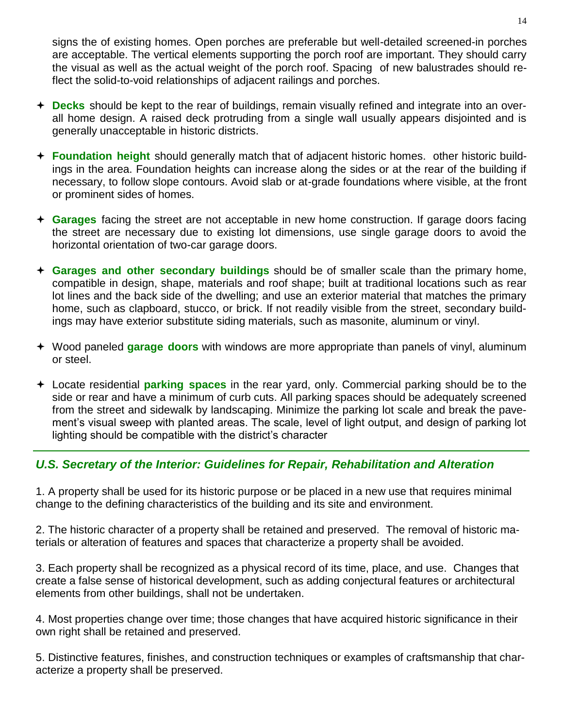signs the of existing homes. Open porches are preferable but well-detailed screened-in porches are acceptable. The vertical elements supporting the porch roof are important. They should carry the visual as well as the actual weight of the porch roof. Spacing of new balustrades should reflect the solid-to-void relationships of adjacent railings and porches.

- **Decks** should be kept to the rear of buildings, remain visually refined and integrate into an overall home design. A raised deck protruding from a single wall usually appears disjointed and is generally unacceptable in historic districts.

- **Foundation height** should generally match that of adjacent historic homes. other historic buildings in the area. Foundation heights can increase along the sides or at the rear of the building if necessary, to follow slope contours. Avoid slab or at-grade foundations where visible, at the front or prominent sides of homes.

- **Garages** facing the street are not acceptable in new home construction. If garage doors facing the street are necessary due to existing lot dimensions, use single garage doors to avoid the horizontal orientation of two-car garage doors.

- **Garages and other secondary buildings** should be of smaller scale than the primary home, compatible in design, shape, materials and roof shape; built at traditional locations such as rear lot lines and the back side of the dwelling; and use an exterior material that matches the primary home, such as clapboard, stucco, or brick. If not readily visible from the street, secondary buildings may have exterior substitute siding materials, such as masonite, aluminum or vinyl.

- Wood paneled **garage doors** with windows are more appropriate than panels of vinyl, aluminum or steel.

- Locate residential **parking spaces** in the rear yard, only. Commercial parking should be to the side or rear and have a minimum of curb cuts. All parking spaces should be adequately screened from the street and sidewalk by landscaping. Minimize the parking lot scale and break the pavement's visual sweep with planted areas. The scale, level of light output, and design of parking lot lighting should be compatible with the district's character

---

### *U.S. Secretary of the Interior: Guidelines for Repair, Rehabilitation and Alteration*

1. A property shall be used for its historic purpose or be placed in a new use that requires minimal change to the defining characteristics of the building and its site and environment.

2. The historic character of a property shall be retained and preserved. The removal of historic materials or alteration of features and spaces that characterize a property shall be avoided.

3. Each property shall be recognized as a physical record of its time, place, and use. Changes that create a false sense of historical development, such as adding conjectural features or architectural elements from other buildings, shall not be undertaken.

4. Most properties change over time; those changes that have acquired historic significance in their own right shall be retained and preserved.

5. Distinctive features, finishes, and construction techniques or examples of craftsmanship that characterize a property shall be preserved.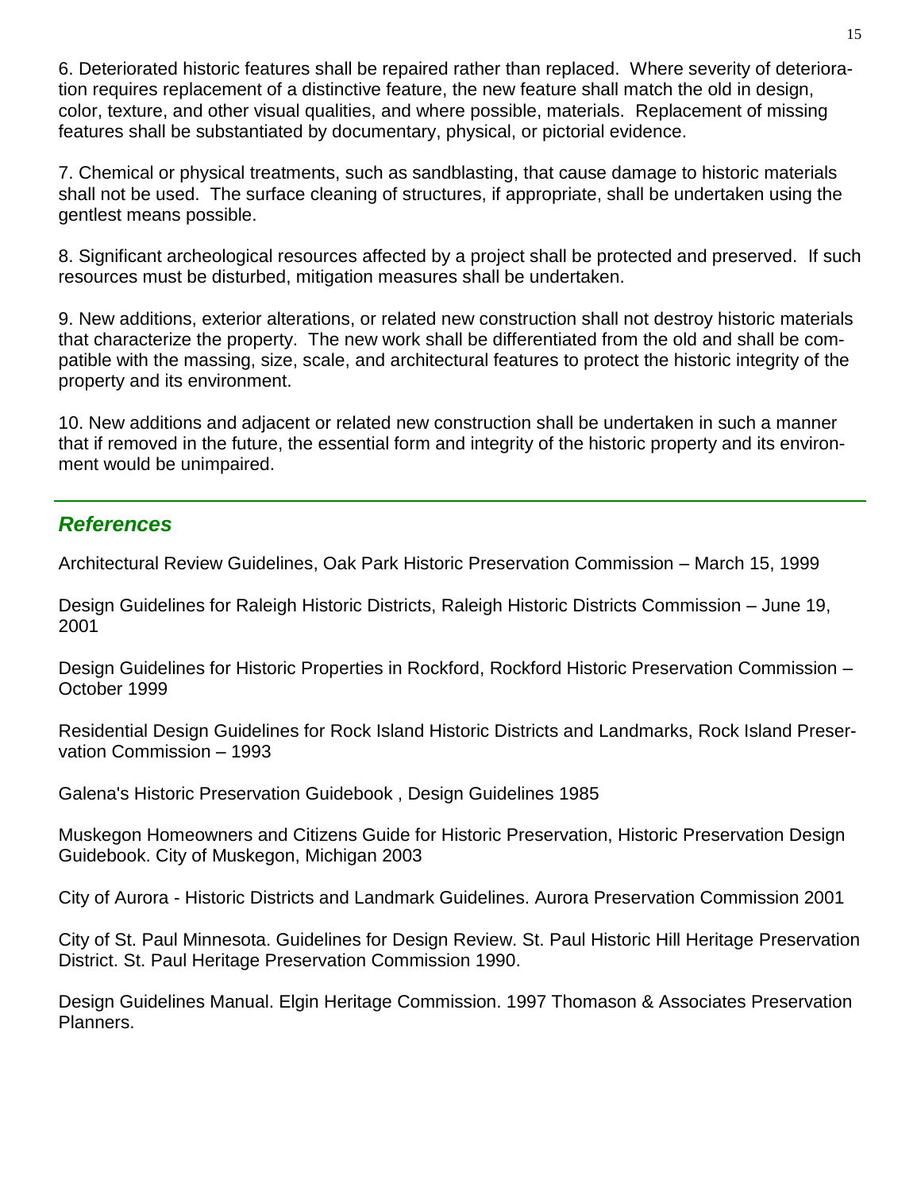6. Deteriorated historic features shall be repaired rather than replaced. Where severity of deterioration requires replacement of a distinctive feature, the new feature shall match the old in design, color, texture, and other visual qualities, and where possible, materials. Replacement of missing features shall be substantiated by documentary, physical, or pictorial evidence.

7. Chemical or physical treatments, such as sandblasting, that cause damage to historic materials shall not be used. The surface cleaning of structures, if appropriate, shall be undertaken using the gentlest means possible.

8. Significant archeological resources affected by a project shall be protected and preserved. If such resources must be disturbed, mitigation measures shall be undertaken.

9. New additions, exterior alterations, or related new construction shall not destroy historic materials that characterize the property. The new work shall be differentiated from the old and shall be compatible with the massing, size, scale, and architectural features to protect the historic integrity of the property and its environment.

10. New additions and adjacent or related new construction shall be undertaken in such a manner that if removed in the future, the essential form and integrity of the historic property and its environment would be unimpaired.

## *References*

Architectural Review Guidelines, Oak Park Historic Preservation Commission – March 15, 1999

Design Guidelines for Raleigh Historic Districts, Raleigh Historic Districts Commission – June 19, 2001

Design Guidelines for Historic Properties in Rockford, Rockford Historic Preservation Commission – October 1999

Residential Design Guidelines for Rock Island Historic Districts and Landmarks, Rock Island Preservation Commission – 1993

Galena's Historic Preservation Guidebook , Design Guidelines 1985

Muskegon Homeowners and Citizens Guide for Historic Preservation, Historic Preservation Design Guidebook. City of Muskegon, Michigan 2003

City of Aurora - Historic Districts and Landmark Guidelines. Aurora Preservation Commission 2001

City of St. Paul Minnesota. Guidelines for Design Review. St. Paul Historic Hill Heritage Preservation District. St. Paul Heritage Preservation Commission 1990.

Design Guidelines Manual. Elgin Heritage Commission. 1997 Thomason & Associates Preservation Planners.